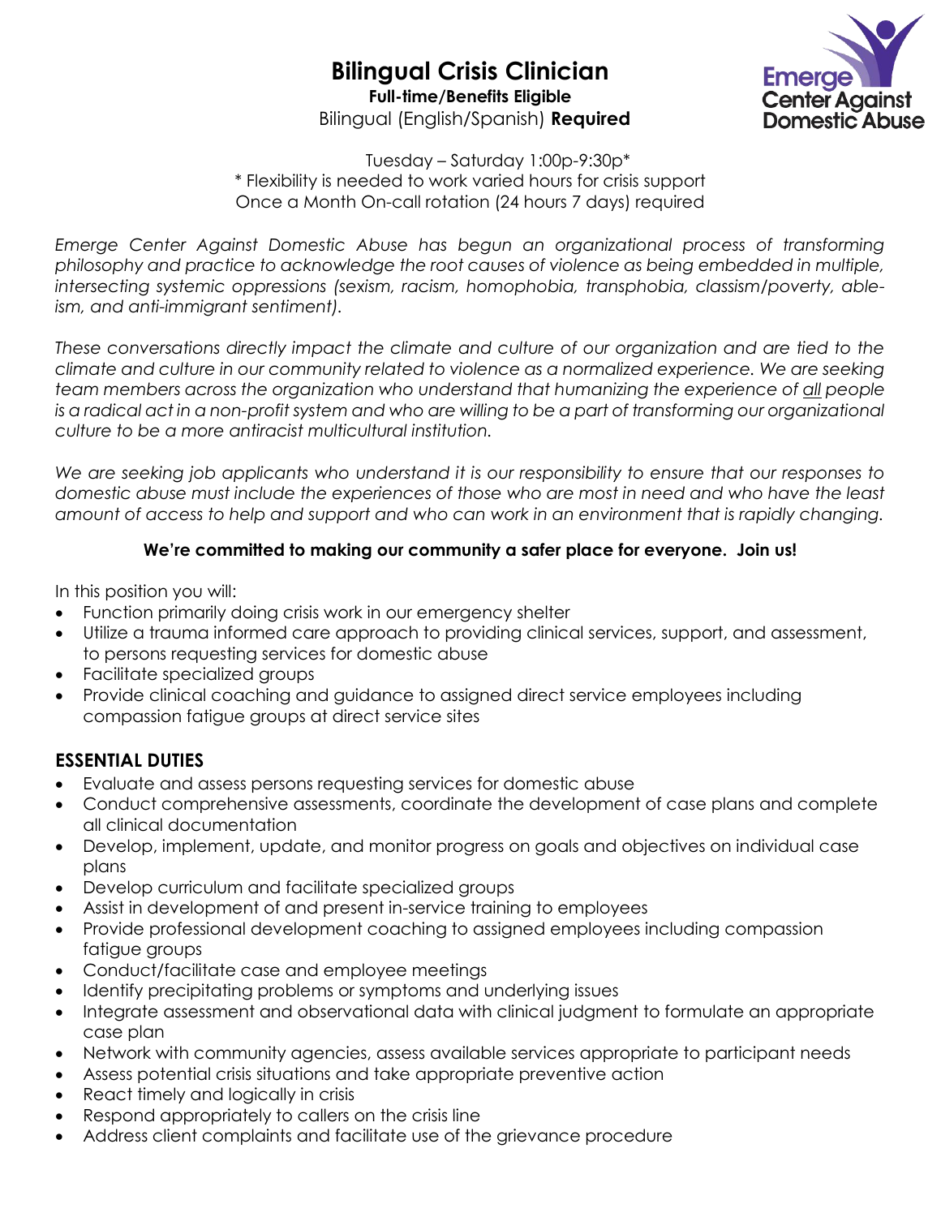# Bilingual Crisis Clinician

**Full-time/Benefits Eligible**

Bilingual (English/Spanish) **Required**

Emerge Center Against Domestic Abuse

Tuesday – Saturday 1:00p-9:30p*
* Flexibility is needed to work varied hours for crisis support
Once a Month On-call rotation (24 hours 7 days) required

*Emerge Center Against Domestic Abuse has begun an organizational process of transforming philosophy and practice to acknowledge the root causes of violence as being embedded in multiple, intersecting systemic oppressions (sexism, racism, homophobia, transphobia, classism/poverty, able-ism, and anti-immigrant sentiment).*

*These conversations directly impact the climate and culture of our organization and are tied to the climate and culture in our community related to violence as a normalized experience. We are seeking team members across the organization who understand that humanizing the experience of all people is a radical act in a non-profit system and who are willing to be a part of transforming our organizational culture to be a more antiracist multicultural institution.*

*We are seeking job applicants who understand it is our responsibility to ensure that our responses to domestic abuse must include the experiences of those who are most in need and who have the least amount of access to help and support and who can work in an environment that is rapidly changing.*

**We're committed to making our community a safer place for everyone. Join us!**

In this position you will:

- Function primarily doing crisis work in our emergency shelter
- Utilize a trauma informed care approach to providing clinical services, support, and assessment, to persons requesting services for domestic abuse
- Facilitate specialized groups
- Provide clinical coaching and guidance to assigned direct service employees including compassion fatigue groups at direct service sites

## ESSENTIAL DUTIES

- Evaluate and assess persons requesting services for domestic abuse
- Conduct comprehensive assessments, coordinate the development of case plans and complete all clinical documentation
- Develop, implement, update, and monitor progress on goals and objectives on individual case plans
- Develop curriculum and facilitate specialized groups
- Assist in development of and present in-service training to employees
- Provide professional development coaching to assigned employees including compassion fatigue groups
- Conduct/facilitate case and employee meetings
- Identify precipitating problems or symptoms and underlying issues
- Integrate assessment and observational data with clinical judgment to formulate an appropriate case plan
- Network with community agencies, assess available services appropriate to participant needs
- Assess potential crisis situations and take appropriate preventive action
- React timely and logically in crisis
- Respond appropriately to callers on the crisis line
- Address client complaints and facilitate use of the grievance procedure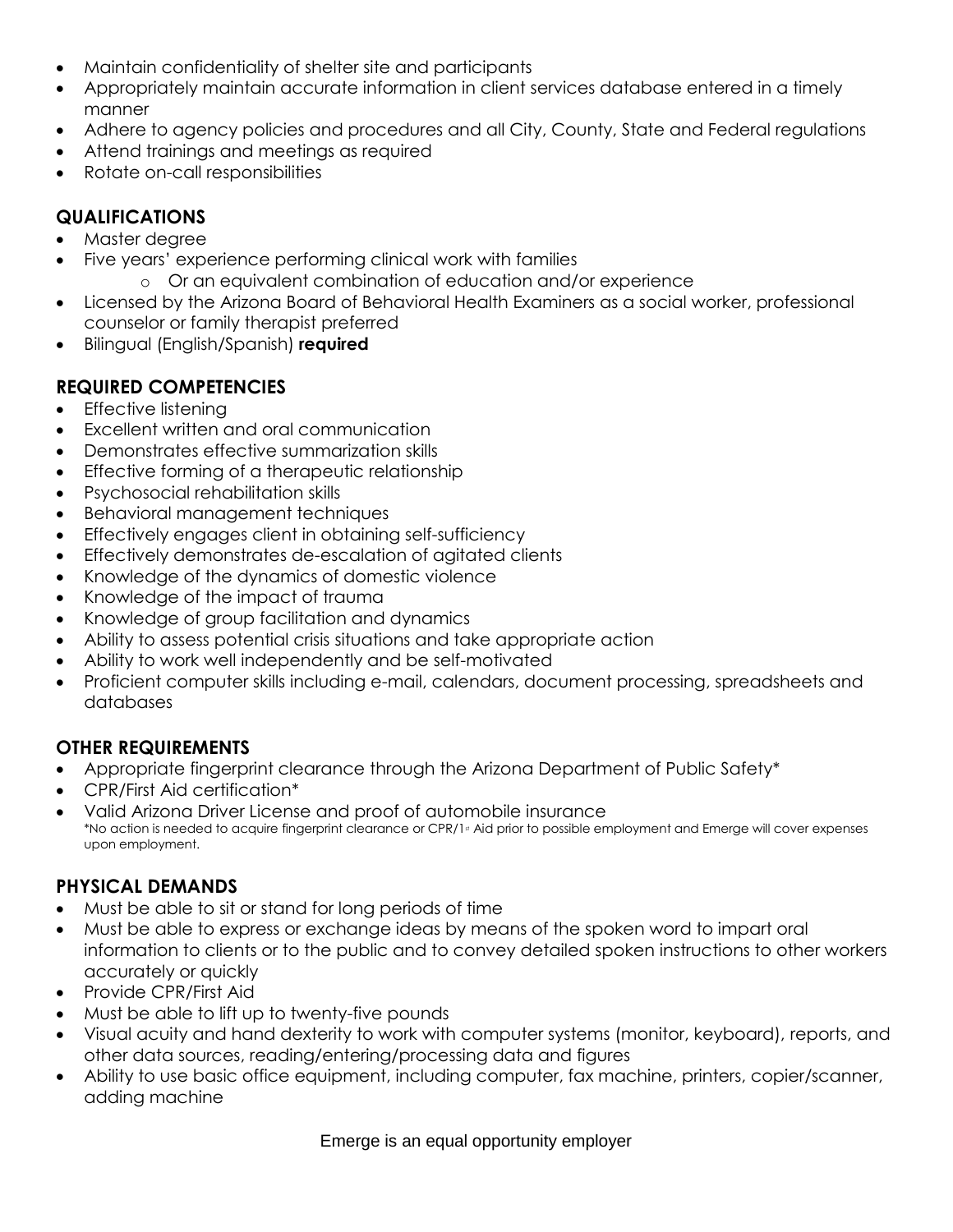- Maintain confidentiality of shelter site and participants
- Appropriately maintain accurate information in client services database entered in a timely manner
- Adhere to agency policies and procedures and all City, County, State and Federal regulations
- Attend trainings and meetings as required
- Rotate on-call responsibilities

## QUALIFICATIONS

- Master degree
- Five years' experience performing clinical work with families
  - Or an equivalent combination of education and/or experience
- Licensed by the Arizona Board of Behavioral Health Examiners as a social worker, professional counselor or family therapist preferred
- Bilingual (English/Spanish) **required**

## REQUIRED COMPETENCIES

- Effective listening
- Excellent written and oral communication
- Demonstrates effective summarization skills
- Effective forming of a therapeutic relationship
- Psychosocial rehabilitation skills
- Behavioral management techniques
- Effectively engages client in obtaining self-sufficiency
- Effectively demonstrates de-escalation of agitated clients
- Knowledge of the dynamics of domestic violence
- Knowledge of the impact of trauma
- Knowledge of group facilitation and dynamics
- Ability to assess potential crisis situations and take appropriate action
- Ability to work well independently and be self-motivated
- Proficient computer skills including e-mail, calendars, document processing, spreadsheets and databases

## OTHER REQUIREMENTS

- Appropriate fingerprint clearance through the Arizona Department of Public Safety*
- CPR/First Aid certification*
- Valid Arizona Driver License and proof of automobile insurance

*No action is needed to acquire fingerprint clearance or CPR/1st Aid prior to possible employment and Emerge will cover expenses upon employment.

## PHYSICAL DEMANDS

- Must be able to sit or stand for long periods of time
- Must be able to express or exchange ideas by means of the spoken word to impart oral information to clients or to the public and to convey detailed spoken instructions to other workers accurately or quickly
- Provide CPR/First Aid
- Must be able to lift up to twenty-five pounds
- Visual acuity and hand dexterity to work with computer systems (monitor, keyboard), reports, and other data sources, reading/entering/processing data and figures
- Ability to use basic office equipment, including computer, fax machine, printers, copier/scanner, adding machine

Emerge is an equal opportunity employer